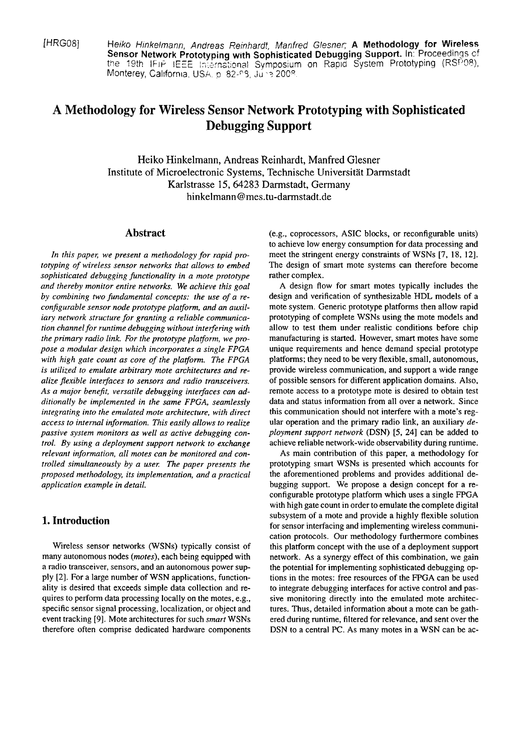[HRG08] Heiko Hinkelmann, Andreas Reinhardt, Manfred Glesner; **A Methodology for Wireless Sensor Network Prototyping with Sophisticated Debugging Support.** In: Proceedings of the 19th IFIP IEEE International Symposium on Rapid System Prototyping (RSP08), Monterey, California, USA, p. 82-88, June 2008.

# A Methodology for Wireless Sensor Network Prototyping with Sophisticated Debugging Support

Heiko Hinkelmann, Andreas Reinhardt, Manfred Glesner
Institute of Microelectronic Systems, Technische Universität Darmstadt
Karlstrasse 15, 64283 Darmstadt, Germany
hinkelmann@mes.tu-darmstadt.de

## Abstract

*In this paper, we present a methodology for rapid prototyping of wireless sensor networks that allows to embed sophisticated debugging functionality in a mote prototype and thereby monitor entire networks. We achieve this goal by combining two fundamental concepts: the use of a reconfigurable sensor node prototype platform, and an auxiliary network structure for granting a reliable communication channel for runtime debugging without interfering with the primary radio link. For the prototype platform, we propose a modular design which incorporates a single FPGA with high gate count as core of the platform. The FPGA is utilized to emulate arbitrary mote architectures and realize flexible interfaces to sensors and radio transceivers. As a major benefit, versatile debugging interfaces can additionally be implemented in the same FPGA, seamlessly integrating into the emulated mote architecture, with direct access to internal information. This easily allows to realize passive system monitors as well as active debugging control. By using a deployment support network to exchange relevant information, all motes can be monitored and controlled simultaneously by a user. The paper presents the proposed methodology, its implementation, and a practical application example in detail.*

## 1. Introduction

Wireless sensor networks (WSNs) typically consist of many autonomous nodes (*motes*), each being equipped with a radio transceiver, sensors, and an autonomous power supply [2]. For a large number of WSN applications, functionality is desired that exceeds simple data collection and requires to perform data processing locally on the motes, e.g., specific sensor signal processing, localization, or object and event tracking [9]. Mote architectures for such *smart* WSNs therefore often comprise dedicated hardware components (e.g., coprocessors, ASIC blocks, or reconfigurable units) to achieve low energy consumption for data processing and meet the stringent energy constraints of WSNs [7, 18, 12]. The design of smart mote systems can therefore become rather complex.

A design flow for smart motes typically includes the design and verification of synthesizable HDL models of a mote system. Generic prototype platforms then allow rapid prototyping of complete WSNs using the mote models and allow to test them under realistic conditions before chip manufacturing is started. However, smart motes have some unique requirements and hence demand special prototype platforms; they need to be very flexible, small, autonomous, provide wireless communication, and support a wide range of possible sensors for different application domains. Also, remote access to a prototype mote is desired to obtain test data and status information from all over a network. Since this communication should not interfere with a mote's regular operation and the primary radio link, an auxiliary *deployment support network* (DSN) [5, 24] can be added to achieve reliable network-wide observability during runtime.

As main contribution of this paper, a methodology for prototyping smart WSNs is presented which accounts for the aforementioned problems and provides additional debugging support. We propose a design concept for a reconfigurable prototype platform which uses a single FPGA with high gate count in order to emulate the complete digital subsystem of a mote and provide a highly flexible solution for sensor interfacing and implementing wireless communication protocols. Our methodology furthermore combines this platform concept with the use of a deployment support network. As a synergy effect of this combination, we gain the potential for implementing sophisticated debugging options in the motes: free resources of the FPGA can be used to integrate debugging interfaces for active control and passive monitoring directly into the emulated mote architectures. Thus, detailed information about a mote can be gathered during runtime, filtered for relevance, and sent over the DSN to a central PC. As many motes in a WSN can be ac-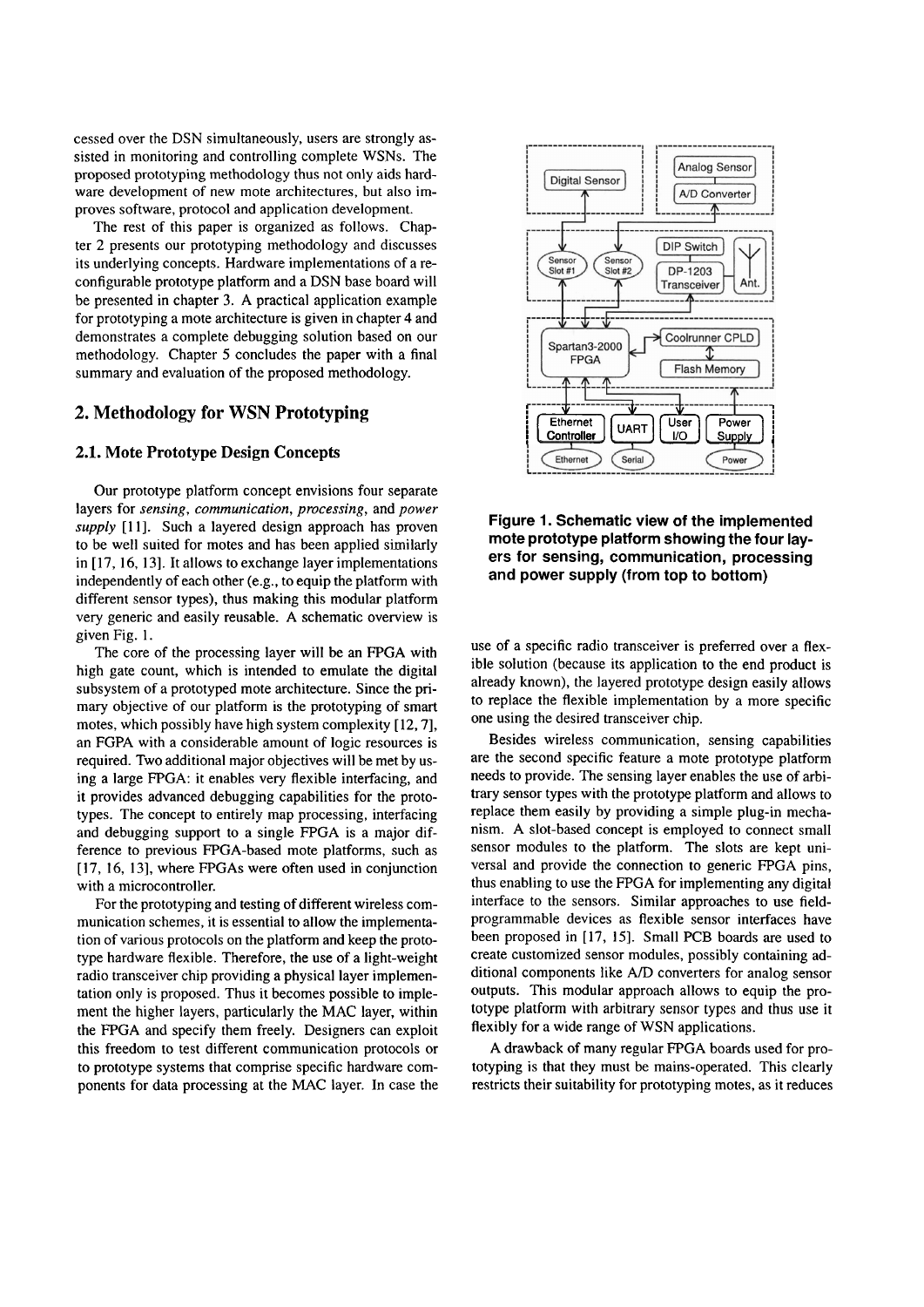cessed over the DSN simultaneously, users are strongly assisted in monitoring and controlling complete WSNs. The proposed prototyping methodology thus not only aids hardware development of new mote architectures, but also improves software, protocol and application development.

The rest of this paper is organized as follows. Chapter 2 presents our prototyping methodology and discusses its underlying concepts. Hardware implementations of a reconfigurable prototype platform and a DSN base board will be presented in chapter 3. A practical application example for prototyping a mote architecture is given in chapter 4 and demonstrates a complete debugging solution based on our methodology. Chapter 5 concludes the paper with a final summary and evaluation of the proposed methodology.

## 2. Methodology for WSN Prototyping

### 2.1. Mote Prototype Design Concepts

Our prototype platform concept envisions four separate layers for *sensing*, *communication*, *processing*, and *power supply* [11]. Such a layered design approach has proven to be well suited for motes and has been applied similarly in [17, 16, 13]. It allows to exchange layer implementations independently of each other (e.g., to equip the platform with different sensor types), thus making this modular platform very generic and easily reusable. A schematic overview is given Fig. 1.

The core of the processing layer will be an FPGA with high gate count, which is intended to emulate the digital subsystem of a prototyped mote architecture. Since the primary objective of our platform is the prototyping of smart motes, which possibly have high system complexity [12, 7], an FGPA with a considerable amount of logic resources is required. Two additional major objectives will be met by using a large FPGA: it enables very flexible interfacing, and it provides advanced debugging capabilities for the prototypes. The concept to entirely map processing, interfacing and debugging support to a single FPGA is a major difference to previous FPGA-based mote platforms, such as [17, 16, 13], where FPGAs were often used in conjunction with a microcontroller.

For the prototyping and testing of different wireless communication schemes, it is essential to allow the implementation of various protocols on the platform and keep the prototype hardware flexible. Therefore, the use of a light-weight radio transceiver chip providing a physical layer implementation only is proposed. Thus it becomes possible to implement the higher layers, particularly the MAC layer, within the FPGA and specify them freely. Designers can exploit this freedom to test different communication protocols or to prototype systems that comprise specific hardware components for data processing at the MAC layer. In case the use of a specific radio transceiver is preferred over a flexible solution (because its application to the end product is already known), the layered prototype design easily allows to replace the flexible implementation by a more specific one using the desired transceiver chip.

**Figure 1. Schematic view of the implemented mote prototype platform showing the four layers for sensing, communication, processing and power supply (from top to bottom)**

Besides wireless communication, sensing capabilities are the second specific feature a mote prototype platform needs to provide. The sensing layer enables the use of arbitrary sensor types with the prototype platform and allows to replace them easily by providing a simple plug-in mechanism. A slot-based concept is employed to connect small sensor modules to the platform. The slots are kept universal and provide the connection to generic FPGA pins, thus enabling to use the FPGA for implementing any digital interface to the sensors. Similar approaches to use field-programmable devices as flexible sensor interfaces have been proposed in [17, 15]. Small PCB boards are used to create customized sensor modules, possibly containing additional components like A/D converters for analog sensor outputs. This modular approach allows to equip the prototype platform with arbitrary sensor types and thus use it flexibly for a wide range of WSN applications.

A drawback of many regular FPGA boards used for prototyping is that they must be mains-operated. This clearly restricts their suitability for prototyping motes, as it reduces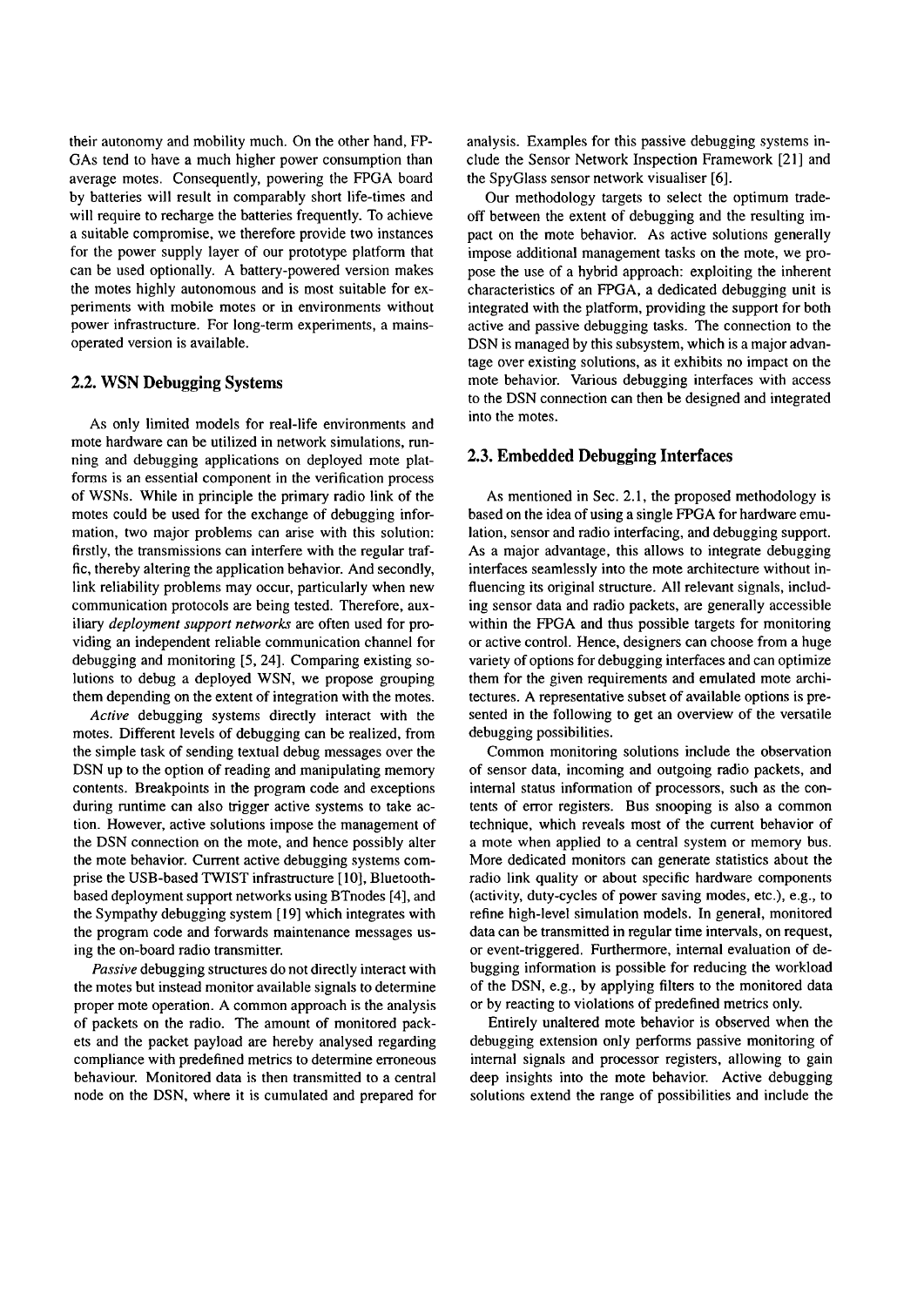their autonomy and mobility much. On the other hand, FPGAs tend to have a much higher power consumption than average motes. Consequently, powering the FPGA board by batteries will result in comparably short life-times and will require to recharge the batteries frequently. To achieve a suitable compromise, we therefore provide two instances for the power supply layer of our prototype platform that can be used optionally. A battery-powered version makes the motes highly autonomous and is most suitable for experiments with mobile motes or in environments without power infrastructure. For long-term experiments, a mains-operated version is available.

## 2.2. WSN Debugging Systems

As only limited models for real-life environments and mote hardware can be utilized in network simulations, running and debugging applications on deployed mote platforms is an essential component in the verification process of WSNs. While in principle the primary radio link of the motes could be used for the exchange of debugging information, two major problems can arise with this solution: firstly, the transmissions can interfere with the regular traffic, thereby altering the application behavior. And secondly, link reliability problems may occur, particularly when new communication protocols are being tested. Therefore, auxiliary *deployment support networks* are often used for providing an independent reliable communication channel for debugging and monitoring [5, 24]. Comparing existing solutions to debug a deployed WSN, we propose grouping them depending on the extent of integration with the motes.

*Active* debugging systems directly interact with the motes. Different levels of debugging can be realized, from the simple task of sending textual debug messages over the DSN up to the option of reading and manipulating memory contents. Breakpoints in the program code and exceptions during runtime can also trigger active systems to take action. However, active solutions impose the management of the DSN connection on the mote, and hence possibly alter the mote behavior. Current active debugging systems comprise the USB-based TWIST infrastructure [10], Bluetooth-based deployment support networks using BTnodes [4], and the Sympathy debugging system [19] which integrates with the program code and forwards maintenance messages using the on-board radio transmitter.

*Passive* debugging structures do not directly interact with the motes but instead monitor available signals to determine proper mote operation. A common approach is the analysis of packets on the radio. The amount of monitored packets and the packet payload are hereby analysed regarding compliance with predefined metrics to determine erroneous behaviour. Monitored data is then transmitted to a central node on the DSN, where it is cumulated and prepared for analysis. Examples for this passive debugging systems include the Sensor Network Inspection Framework [21] and the SpyGlass sensor network visualiser [6].

Our methodology targets to select the optimum trade-off between the extent of debugging and the resulting impact on the mote behavior. As active solutions generally impose additional management tasks on the mote, we propose the use of a hybrid approach: exploiting the inherent characteristics of an FPGA, a dedicated debugging unit is integrated with the platform, providing the support for both active and passive debugging tasks. The connection to the DSN is managed by this subsystem, which is a major advantage over existing solutions, as it exhibits no impact on the mote behavior. Various debugging interfaces with access to the DSN connection can then be designed and integrated into the motes.

## 2.3. Embedded Debugging Interfaces

As mentioned in Sec. 2.1, the proposed methodology is based on the idea of using a single FPGA for hardware emulation, sensor and radio interfacing, and debugging support. As a major advantage, this allows to integrate debugging interfaces seamlessly into the mote architecture without influencing its original structure. All relevant signals, including sensor data and radio packets, are generally accessible within the FPGA and thus possible targets for monitoring or active control. Hence, designers can choose from a huge variety of options for debugging interfaces and can optimize them for the given requirements and emulated mote architectures. A representative subset of available options is presented in the following to get an overview of the versatile debugging possibilities.

Common monitoring solutions include the observation of sensor data, incoming and outgoing radio packets, and internal status information of processors, such as the contents of error registers. Bus snooping is also a common technique, which reveals most of the current behavior of a mote when applied to a central system or memory bus. More dedicated monitors can generate statistics about the radio link quality or about specific hardware components (activity, duty-cycles of power saving modes, etc.), e.g., to refine high-level simulation models. In general, monitored data can be transmitted in regular time intervals, on request, or event-triggered. Furthermore, internal evaluation of debugging information is possible for reducing the workload of the DSN, e.g., by applying filters to the monitored data or by reacting to violations of predefined metrics only.

Entirely unaltered mote behavior is observed when the debugging extension only performs passive monitoring of internal signals and processor registers, allowing to gain deep insights into the mote behavior. Active debugging solutions extend the range of possibilities and include the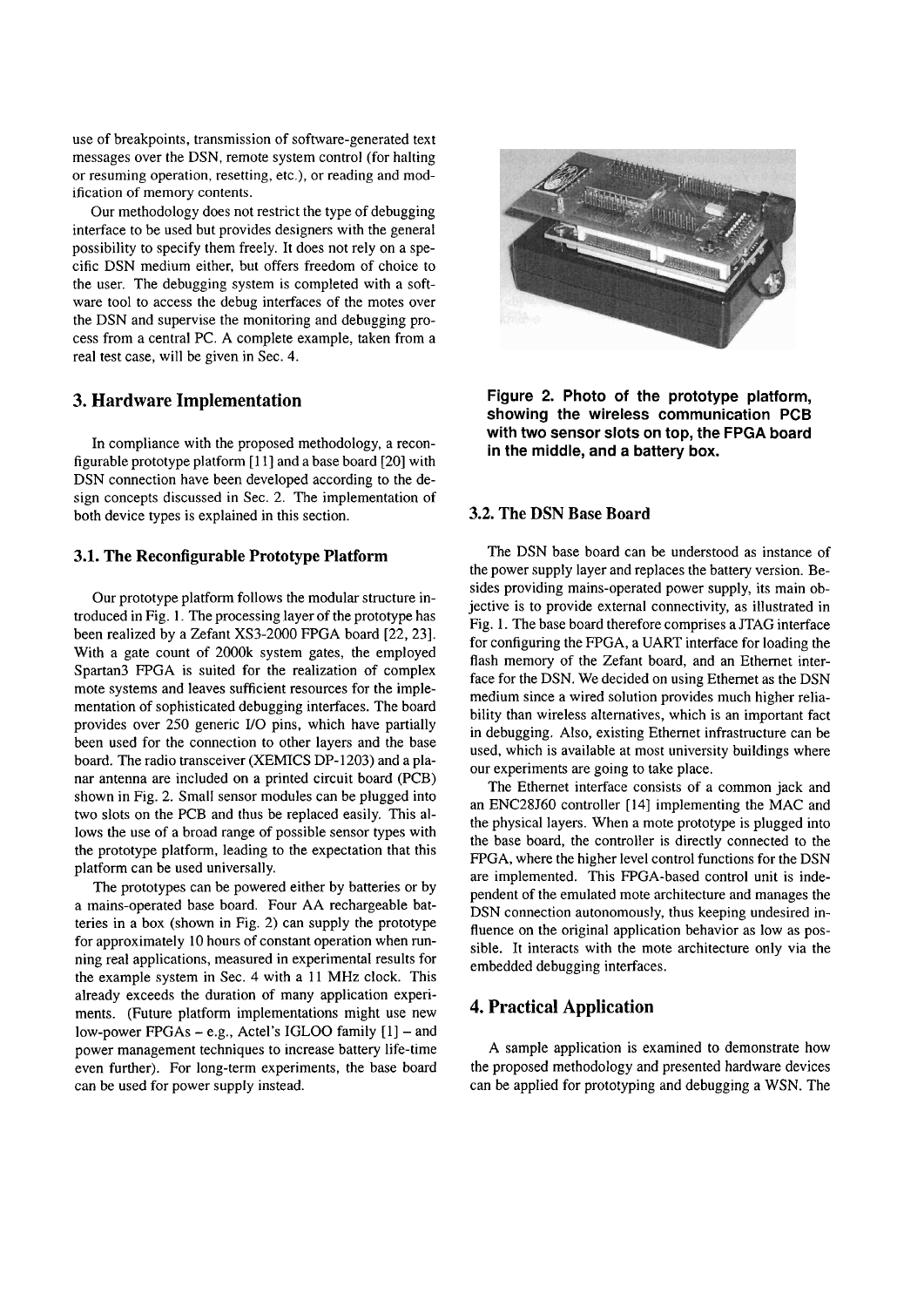use of breakpoints, transmission of software-generated text messages over the DSN, remote system control (for halting or resuming operation, resetting, etc.), or reading and modification of memory contents.

Our methodology does not restrict the type of debugging interface to be used but provides designers with the general possibility to specify them freely. It does not rely on a specific DSN medium either, but offers freedom of choice to the user. The debugging system is completed with a software tool to access the debug interfaces of the motes over the DSN and supervise the monitoring and debugging process from a central PC. A complete example, taken from a real test case, will be given in Sec. 4.

## 3. Hardware Implementation

In compliance with the proposed methodology, a reconfigurable prototype platform [11] and a base board [20] with DSN connection have been developed according to the design concepts discussed in Sec. 2. The implementation of both device types is explained in this section.

### 3.1. The Reconfigurable Prototype Platform

Our prototype platform follows the modular structure introduced in Fig. 1. The processing layer of the prototype has been realized by a Zefant XS3-2000 FPGA board [22, 23]. With a gate count of 2000k system gates, the employed Spartan3 FPGA is suited for the realization of complex mote systems and leaves sufficient resources for the implementation of sophisticated debugging interfaces. The board provides over 250 generic I/O pins, which have partially been used for the connection to other layers and the base board. The radio transceiver (XEMICS DP-1203) and a planar antenna are included on a printed circuit board (PCB) shown in Fig. 2. Small sensor modules can be plugged into two slots on the PCB and thus be replaced easily. This allows the use of a broad range of possible sensor types with the prototype platform, leading to the expectation that this platform can be used universally.

The prototypes can be powered either by batteries or by a mains-operated base board. Four AA rechargeable batteries in a box (shown in Fig. 2) can supply the prototype for approximately 10 hours of constant operation when running real applications, measured in experimental results for the example system in Sec. 4 with a 11 MHz clock. This already exceeds the duration of many application experiments. (Future platform implementations might use new low-power FPGAs – e.g., Actel's IGLOO family [1] – and power management techniques to increase battery life-time even further). For long-term experiments, the base board can be used for power supply instead.

**Figure 2. Photo of the prototype platform, showing the wireless communication PCB with two sensor slots on top, the FPGA board in the middle, and a battery box.**

### 3.2. The DSN Base Board

The DSN base board can be understood as instance of the power supply layer and replaces the battery version. Besides providing mains-operated power supply, its main objective is to provide external connectivity, as illustrated in Fig. 1. The base board therefore comprises a JTAG interface for configuring the FPGA, a UART interface for loading the flash memory of the Zefant board, and an Ethernet interface for the DSN. We decided on using Ethernet as the DSN medium since a wired solution provides much higher reliability than wireless alternatives, which is an important fact in debugging. Also, existing Ethernet infrastructure can be used, which is available at most university buildings where our experiments are going to take place.

The Ethernet interface consists of a common jack and an ENC28J60 controller [14] implementing the MAC and the physical layers. When a mote prototype is plugged into the base board, the controller is directly connected to the FPGA, where the higher level control functions for the DSN are implemented. This FPGA-based control unit is independent of the emulated mote architecture and manages the DSN connection autonomously, thus keeping undesired influence on the original application behavior as low as possible. It interacts with the mote architecture only via the embedded debugging interfaces.

## 4. Practical Application

A sample application is examined to demonstrate how the proposed methodology and presented hardware devices can be applied for prototyping and debugging a WSN. The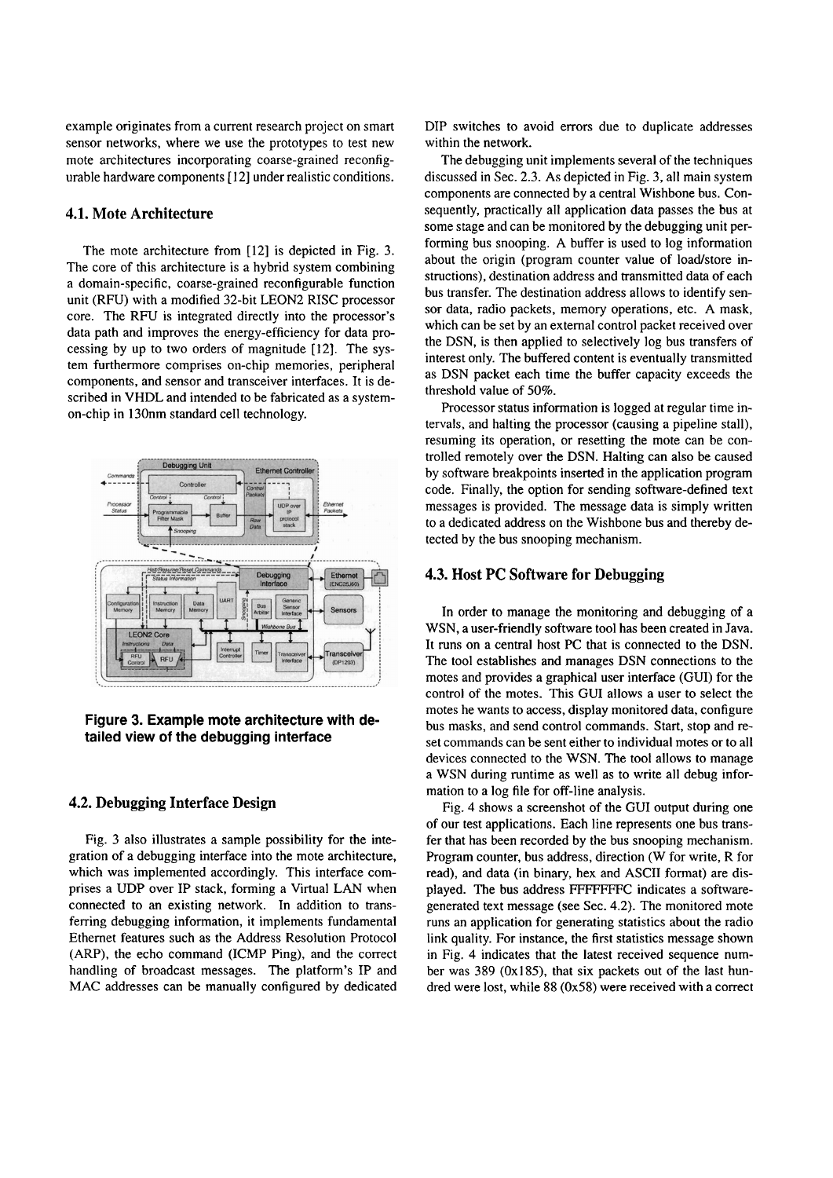example originates from a current research project on smart sensor networks, where we use the prototypes to test new mote architectures incorporating coarse-grained reconfigurable hardware components [12] under realistic conditions.

### 4.1. Mote Architecture

The mote architecture from [12] is depicted in Fig. 3. The core of this architecture is a hybrid system combining a domain-specific, coarse-grained reconfigurable function unit (RFU) with a modified 32-bit LEON2 RISC processor core. The RFU is integrated directly into the processor's data path and improves the energy-efficiency for data processing by up to two orders of magnitude [12]. The system furthermore comprises on-chip memories, peripheral components, and sensor and transceiver interfaces. It is described in VHDL and intended to be fabricated as a system-on-chip in 130nm standard cell technology.

**Figure 3. Example mote architecture with detailed view of the debugging interface**

### 4.2. Debugging Interface Design

Fig. 3 also illustrates a sample possibility for the integration of a debugging interface into the mote architecture, which was implemented accordingly. This interface comprises a UDP over IP stack, forming a Virtual LAN when connected to an existing network. In addition to transferring debugging information, it implements fundamental Ethernet features such as the Address Resolution Protocol (ARP), the echo command (ICMP Ping), and the correct handling of broadcast messages. The platform's IP and MAC addresses can be manually configured by dedicated DIP switches to avoid errors due to duplicate addresses within the network.

The debugging unit implements several of the techniques discussed in Sec. 2.3. As depicted in Fig. 3, all main system components are connected by a central Wishbone bus. Consequently, practically all application data passes the bus at some stage and can be monitored by the debugging unit performing bus snooping. A buffer is used to log information about the origin (program counter value of load/store instructions), destination address and transmitted data of each bus transfer. The destination address allows to identify sensor data, radio packets, memory operations, etc. A mask, which can be set by an external control packet received over the DSN, is then applied to selectively log bus transfers of interest only. The buffered content is eventually transmitted as DSN packet each time the buffer capacity exceeds the threshold value of 50%.

Processor status information is logged at regular time intervals, and halting the processor (causing a pipeline stall), resuming its operation, or resetting the mote can be controlled remotely over the DSN. Halting can also be caused by software breakpoints inserted in the application program code. Finally, the option for sending software-defined text messages is provided. The message data is simply written to a dedicated address on the Wishbone bus and thereby detected by the bus snooping mechanism.

### 4.3. Host PC Software for Debugging

In order to manage the monitoring and debugging of a WSN, a user-friendly software tool has been created in Java. It runs on a central host PC that is connected to the DSN. The tool establishes and manages DSN connections to the motes and provides a graphical user interface (GUI) for the control of the motes. This GUI allows a user to select the motes he wants to access, display monitored data, configure bus masks, and send control commands. Start, stop and reset commands can be sent either to individual motes or to all devices connected to the WSN. The tool allows to manage a WSN during runtime as well as to write all debug information to a log file for off-line analysis.

Fig. 4 shows a screenshot of the GUI output during one of our test applications. Each line represents one bus transfer that has been recorded by the bus snooping mechanism. Program counter, bus address, direction (W for write, R for read), and data (in binary, hex and ASCII format) are displayed. The bus address FFFFFFFC indicates a software-generated text message (see Sec. 4.2). The monitored mote runs an application for generating statistics about the radio link quality. For instance, the first statistics message shown in Fig. 4 indicates that the latest received sequence number was 389 (0x185), that six packets out of the last hundred were lost, while 88 (0x58) were received with a correct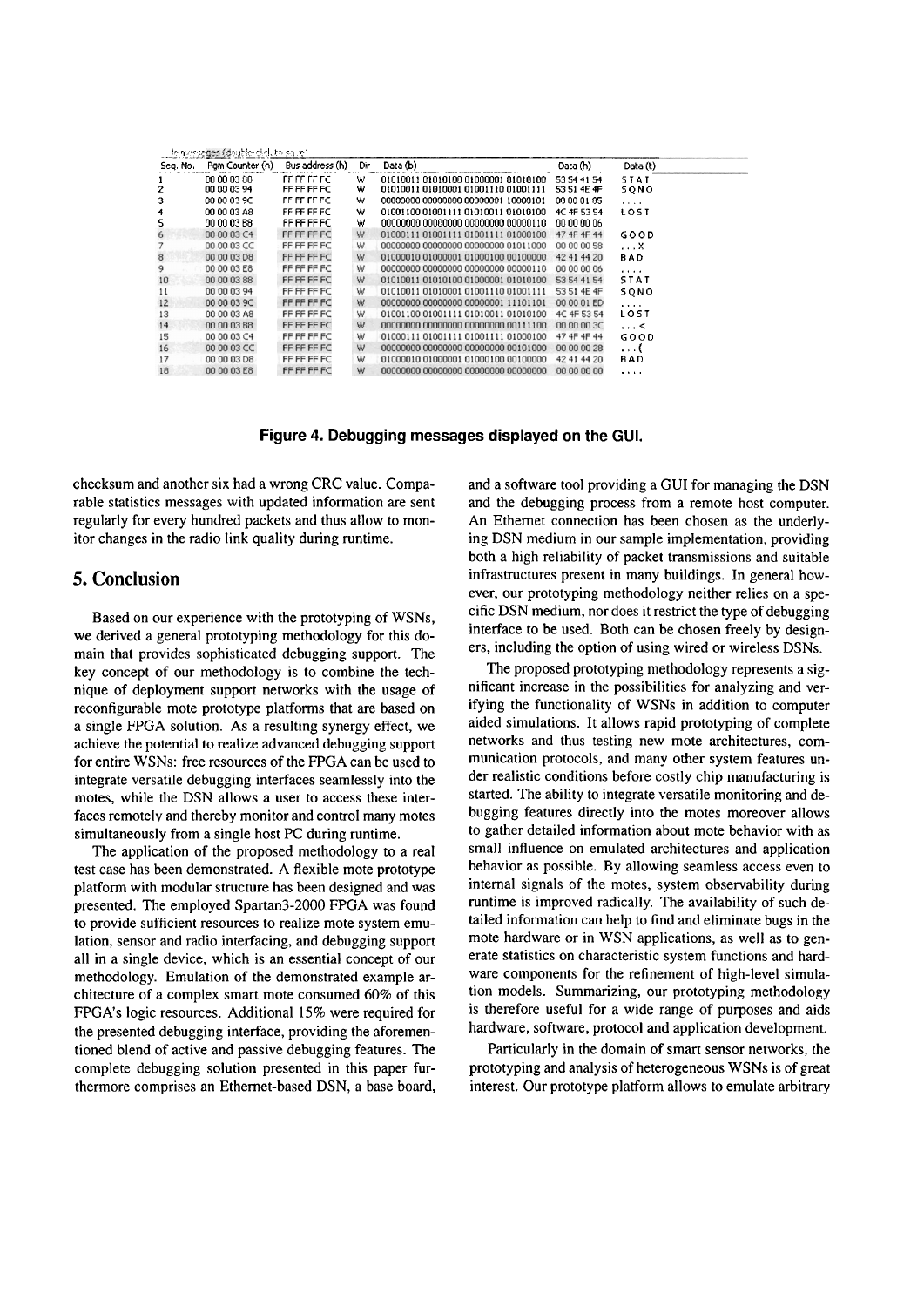| Seq. No. | Pgm Counter (h) | Bus address (h) | Dir | Data (b) | Data (h) | Data (t) |
|---|---|---|---|---|---|---|
| 1 | 00 00 03 88 | FF FF FF FC | W | 01010011 01010100 01000001 01010100 | 53 54 41 54 | STAT |
| 2 | 00 00 03 94 | FF FF FF FC | W | 01010011 01010001 01001110 01001111 | 53 51 4E 4F | SQNO |
| 3 | 00 00 03 9C | FF FF FF FC | W | 00000000 00000000 00000001 10000101 | 00 00 01 85 | .... |
| 4 | 00 00 03 A8 | FF FF FF FC | W | 01001100 01001111 01010011 01010100 | 4C 4F 53 54 | LOST |
| 5 | 00 00 03 B8 | FF FF FF FC | W | 00000000 00000000 00000000 00000110 | 00 00 00 06 | .... |
| 6 | 00 00 03 C4 | FF FF FF FC | W | 01000111 01001111 01001111 01000100 | 47 4F 4F 44 | GOOD |
| 7 | 00 00 03 CC | FF FF FF FC | W | 00000000 00000000 00000000 01011000 | 00 00 00 58 | ...X |
| 8 | 00 00 03 D8 | FF FF FF FC | W | 01000010 01000001 01000100 00100000 | 42 41 44 20 | BAD |
| 9 | 00 00 03 E8 | FF FF FF FC | W | 00000000 00000000 00000000 00000110 | 00 00 00 06 | .... |
| 10 | 00 00 03 88 | FF FF FF FC | W | 01010011 01010100 01000001 01010100 | 53 54 41 54 | STAT |
| 11 | 00 00 03 94 | FF FF FF FC | W | 01010011 01010001 01001110 01001111 | 53 51 4E 4F | SQNO |
| 12 | 00 00 03 9C | FF FF FF FC | W | 00000000 00000000 00000001 11101101 | 00 00 01 ED | .... |
| 13 | 00 00 03 A8 | FF FF FF FC | W | 01001100 01001111 01010011 01010100 | 4C 4F 53 54 | LOST |
| 14 | 00 00 03 B8 | FF FF FF FC | W | 00000000 00000000 00000000 00111100 | 00 00 00 3C | ...< |
| 15 | 00 00 03 C4 | FF FF FF FC | W | 01000111 01001111 01001111 01000100 | 47 4F 4F 44 | GOOD |
| 16 | 00 00 03 CC | FF FF FF FC | W | 00000000 00000000 00000000 00101000 | 00 00 00 28 | ...( |
| 17 | 00 00 03 D8 | FF FF FF FC | W | 01000010 01000001 01000100 00100000 | 42 41 44 20 | BAD |
| 18 | 00 00 03 E8 | FF FF FF FC | W | 00000000 00000000 00000000 00000000 | 00 00 00 00 | .... |

**Figure 4. Debugging messages displayed on the GUI.**

checksum and another six had a wrong CRC value. Comparable statistics messages with updated information are sent regularly for every hundred packets and thus allow to monitor changes in the radio link quality during runtime.

## 5. Conclusion

Based on our experience with the prototyping of WSNs, we derived a general prototyping methodology for this domain that provides sophisticated debugging support. The key concept of our methodology is to combine the technique of deployment support networks with the usage of reconfigurable mote prototype platforms that are based on a single FPGA solution. As a resulting synergy effect, we achieve the potential to realize advanced debugging support for entire WSNs: free resources of the FPGA can be used to integrate versatile debugging interfaces seamlessly into the motes, while the DSN allows a user to access these interfaces remotely and thereby monitor and control many motes simultaneously from a single host PC during runtime.

The application of the proposed methodology to a real test case has been demonstrated. A flexible mote prototype platform with modular structure has been designed and was presented. The employed Spartan3-2000 FPGA was found to provide sufficient resources to realize mote system emulation, sensor and radio interfacing, and debugging support all in a single device, which is an essential concept of our methodology. Emulation of the demonstrated example architecture of a complex smart mote consumed 60% of this FPGA's logic resources. Additional 15% were required for the presented debugging interface, providing the aforementioned blend of active and passive debugging features. The complete debugging solution presented in this paper furthermore comprises an Ethernet-based DSN, a base board, and a software tool providing a GUI for managing the DSN and the debugging process from a remote host computer. An Ethernet connection has been chosen as the underlying DSN medium in our sample implementation, providing both a high reliability of packet transmissions and suitable infrastructures present in many buildings. In general however, our prototyping methodology neither relies on a specific DSN medium, nor does it restrict the type of debugging interface to be used. Both can be chosen freely by designers, including the option of using wired or wireless DSNs.

The proposed prototyping methodology represents a significant increase in the possibilities for analyzing and verifying the functionality of WSNs in addition to computer aided simulations. It allows rapid prototyping of complete networks and thus testing new mote architectures, communication protocols, and many other system features under realistic conditions before costly chip manufacturing is started. The ability to integrate versatile monitoring and debugging features directly into the motes moreover allows to gather detailed information about mote behavior with as small influence on emulated architectures and application behavior as possible. By allowing seamless access even to internal signals of the motes, system observability during runtime is improved radically. The availability of such detailed information can help to find and eliminate bugs in the mote hardware or in WSN applications, as well as to generate statistics on characteristic system functions and hardware components for the refinement of high-level simulation models. Summarizing, our prototyping methodology is therefore useful for a wide range of purposes and aids hardware, software, protocol and application development.

Particularly in the domain of smart sensor networks, the prototyping and analysis of heterogeneous WSNs is of great interest. Our prototype platform allows to emulate arbitrary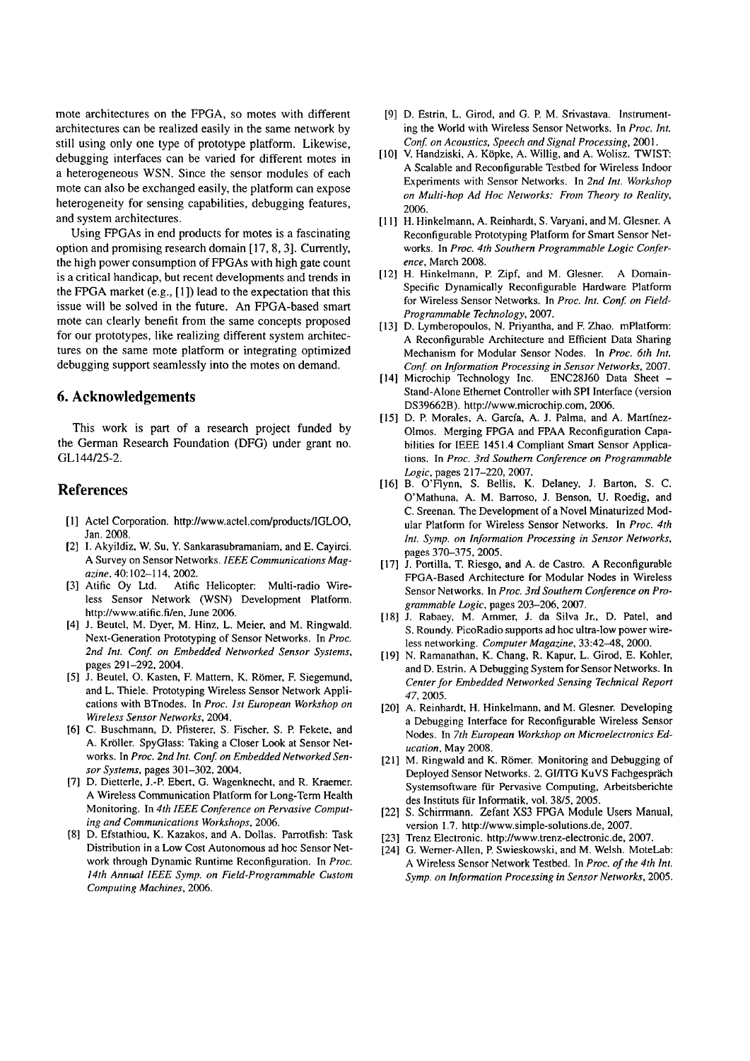mote architectures on the FPGA, so motes with different architectures can be realized easily in the same network by still using only one type of prototype platform. Likewise, debugging interfaces can be varied for different motes in a heterogeneous WSN. Since the sensor modules of each mote can also be exchanged easily, the platform can expose heterogeneity for sensing capabilities, debugging features, and system architectures.

Using FPGAs in end products for motes is a fascinating option and promising research domain [17, 8, 3]. Currently, the high power consumption of FPGAs with high gate count is a critical handicap, but recent developments and trends in the FPGA market (e.g., [1]) lead to the expectation that this issue will be solved in the future. An FPGA-based smart mote can clearly benefit from the same concepts proposed for our prototypes, like realizing different system architectures on the same mote platform or integrating optimized debugging support seamlessly into the motes on demand.

## 6. Acknowledgements

This work is part of a research project funded by the German Research Foundation (DFG) under grant no. GL144/25-2.

## References

[1] Actel Corporation. http://www.actel.com/products/IGLOO, Jan. 2008.

[2] I. Akyildiz, W. Su, Y. Sankarasubramaniam, and E. Cayirci. A Survey on Sensor Networks. *IEEE Communications Magazine*, 40:102–114, 2002.

[3] Atific Oy Ltd. Atific Helicopter: Multi-radio Wireless Sensor Network (WSN) Development Platform. http://www.atific.fi/en, June 2006.

[4] J. Beutel, M. Dyer, M. Hinz, L. Meier, and M. Ringwald. Next-Generation Prototyping of Sensor Networks. In *Proc. 2nd Int. Conf. on Embedded Networked Sensor Systems*, pages 291–292, 2004.

[5] J. Beutel, O. Kasten, F. Mattern, K. Römer, F. Siegemund, and L. Thiele. Prototyping Wireless Sensor Network Applications with BTnodes. In *Proc. 1st European Workshop on Wireless Sensor Networks*, 2004.

[6] C. Buschmann, D. Pfisterer, S. Fischer, S. P. Fekete, and A. Kröller. SpyGlass: Taking a Closer Look at Sensor Networks. In *Proc. 2nd Int. Conf. on Embedded Networked Sensor Systems*, pages 301–302, 2004.

[7] D. Dietterle, J.-P. Ebert, G. Wagenknecht, and R. Kraemer. A Wireless Communication Platform for Long-Term Health Monitoring. In *4th IEEE Conference on Pervasive Computing and Communications Workshops*, 2006.

[8] D. Efstathiou, K. Kazakos, and A. Dollas. Parrotfish: Task Distribution in a Low Cost Autonomous ad hoc Sensor Network through Dynamic Runtime Reconfiguration. In *Proc. 14th Annual IEEE Symp. on Field-Programmable Custom Computing Machines*, 2006.

[9] D. Estrin, L. Girod, and G. P. M. Srivastava. Instrumenting the World with Wireless Sensor Networks. In *Proc. Int. Conf. on Acoustics, Speech and Signal Processing*, 2001.

[10] V. Handziski, A. Köpke, A. Willig, and A. Wolisz. TWIST: A Scalable and Reconfigurable Testbed for Wireless Indoor Experiments with Sensor Networks. In *2nd Int. Workshop on Multi-hop Ad Hoc Networks: From Theory to Reality*, 2006.

[11] H. Hinkelmann, A. Reinhardt, S. Varyani, and M. Glesner. A Reconfigurable Prototyping Platform for Smart Sensor Networks. In *Proc. 4th Southern Programmable Logic Conference*, March 2008.

[12] H. Hinkelmann, P. Zipf, and M. Glesner. A Domain-Specific Dynamically Reconfigurable Hardware Platform for Wireless Sensor Networks. In *Proc. Int. Conf. on Field-Programmable Technology*, 2007.

[13] D. Lymberopoulos, N. Priyantha, and F. Zhao. mPlatform: A Reconfigurable Architecture and Efficient Data Sharing Mechanism for Modular Sensor Nodes. In *Proc. 6th Int. Conf. on Information Processing in Sensor Networks*, 2007.

[14] Microchip Technology Inc. ENC28J60 Data Sheet – Stand-Alone Ethernet Controller with SPI Interface (version DS39662B). http://www.microchip.com, 2006.

[15] D. P. Morales, A. García, A. J. Palma, and A. Martínez-Olmos. Merging FPGA and FPAA Reconfiguration Capabilities for IEEE 1451.4 Compliant Smart Sensor Applications. In *Proc. 3rd Southern Conference on Programmable Logic*, pages 217–220, 2007.

[16] B. O'Flynn, S. Bellis, K. Delaney, J. Barton, S. C. O'Mathuna, A. M. Barroso, J. Benson, U. Roedig, and C. Sreenan. The Development of a Novel Minaturized Modular Platform for Wireless Sensor Networks. In *Proc. 4th Int. Symp. on Information Processing in Sensor Networks*, pages 370–375, 2005.

[17] J. Portilla, T. Riesgo, and A. de Castro. A Reconfigurable FPGA-Based Architecture for Modular Nodes in Wireless Sensor Networks. In *Proc. 3rd Southern Conference on Programmable Logic*, pages 203–206, 2007.

[18] J. Rabaey, M. Ammer, J. da Silva Jr., D. Patel, and S. Roundy. PicoRadio supports ad hoc ultra-low power wireless networking. *Computer Magazine*, 33:42–48, 2000.

[19] N. Ramanathan, K. Chang, R. Kapur, L. Girod, E. Kohler, and D. Estrin. A Debugging System for Sensor Networks. In *Center for Embedded Networked Sensing Technical Report 47*, 2005.

[20] A. Reinhardt, H. Hinkelmann, and M. Glesner. Developing a Debugging Interface for Reconfigurable Wireless Sensor Nodes. In *7th European Workshop on Microelectronics Education*, May 2008.

[21] M. Ringwald and K. Römer. Monitoring and Debugging of Deployed Sensor Networks. 2. GI/ITG KuVS Fachgespräch Systemsoftware für Pervasive Computing, Arbeitsberichte des Instituts für Informatik, vol. 38/5, 2005.

[22] S. Schirrmann. Zefant XS3 FPGA Module Users Manual, version 1.7. http://www.simple-solutions.de, 2007.

[23] Trenz Electronic. http://www.trenz-electronic.de, 2007.

[24] G. Werner-Allen, P. Swieskowski, and M. Welsh. MoteLab: A Wireless Sensor Network Testbed. In *Proc. of the 4th Int. Symp. on Information Processing in Sensor Networks*, 2005.